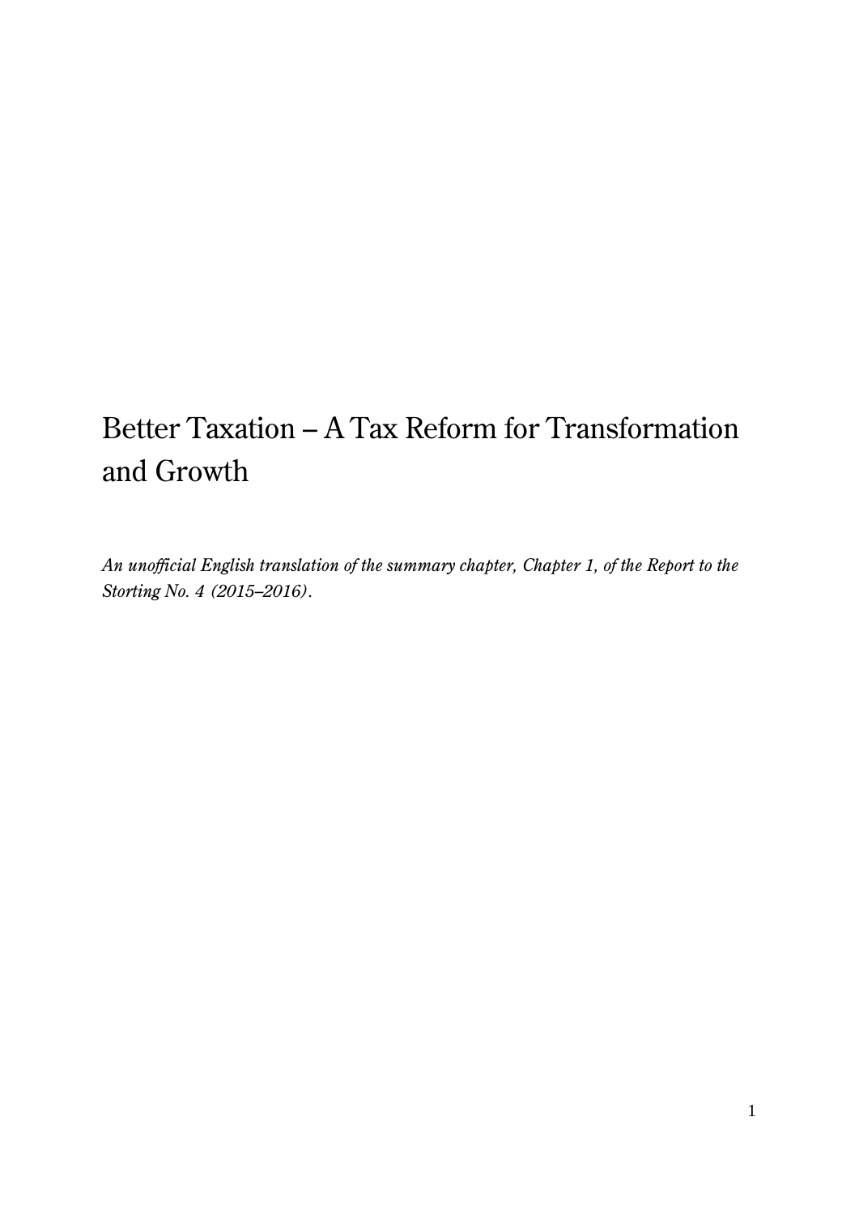# Better Taxation – A Tax Reform for Transformation and Growth

*An unofficial English translation of the summary chapter, Chapter 1, of the Report to the Storting No. 4 (2015–2016).*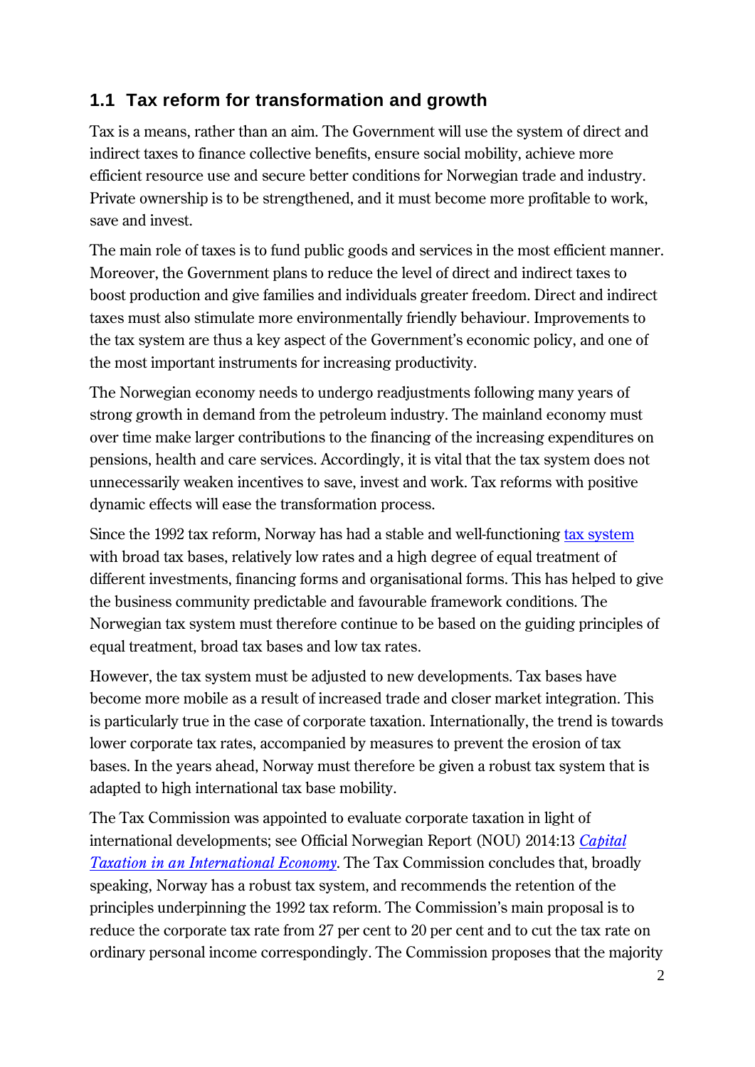## 1.1 Tax reform for transformation and growth

Tax is a means, rather than an aim. The Government will use the system of direct and indirect taxes to finance collective benefits, ensure social mobility, achieve more efficient resource use and secure better conditions for Norwegian trade and industry. Private ownership is to be strengthened, and it must become more profitable to work, save and invest.

The main role of taxes is to fund public goods and services in the most efficient manner. Moreover, the Government plans to reduce the level of direct and indirect taxes to boost production and give families and individuals greater freedom. Direct and indirect taxes must also stimulate more environmentally friendly behaviour. Improvements to the tax system are thus a key aspect of the Government's economic policy, and one of the most important instruments for increasing productivity.

The Norwegian economy needs to undergo readjustments following many years of strong growth in demand from the petroleum industry. The mainland economy must over time make larger contributions to the financing of the increasing expenditures on pensions, health and care services. Accordingly, it is vital that the tax system does not unnecessarily weaken incentives to save, invest and work. Tax reforms with positive dynamic effects will ease the transformation process.

Since the 1992 tax reform, Norway has had a stable and well-functioning tax system with broad tax bases, relatively low rates and a high degree of equal treatment of different investments, financing forms and organisational forms. This has helped to give the business community predictable and favourable framework conditions. The Norwegian tax system must therefore continue to be based on the guiding principles of equal treatment, broad tax bases and low tax rates.

However, the tax system must be adjusted to new developments. Tax bases have become more mobile as a result of increased trade and closer market integration. This is particularly true in the case of corporate taxation. Internationally, the trend is towards lower corporate tax rates, accompanied by measures to prevent the erosion of tax bases. In the years ahead, Norway must therefore be given a robust tax system that is adapted to high international tax base mobility.

The Tax Commission was appointed to evaluate corporate taxation in light of international developments; see Official Norwegian Report (NOU) 2014:13 *Capital Taxation in an International Economy*. The Tax Commission concludes that, broadly speaking, Norway has a robust tax system, and recommends the retention of the principles underpinning the 1992 tax reform. The Commission's main proposal is to reduce the corporate tax rate from 27 per cent to 20 per cent and to cut the tax rate on ordinary personal income correspondingly. The Commission proposes that the majority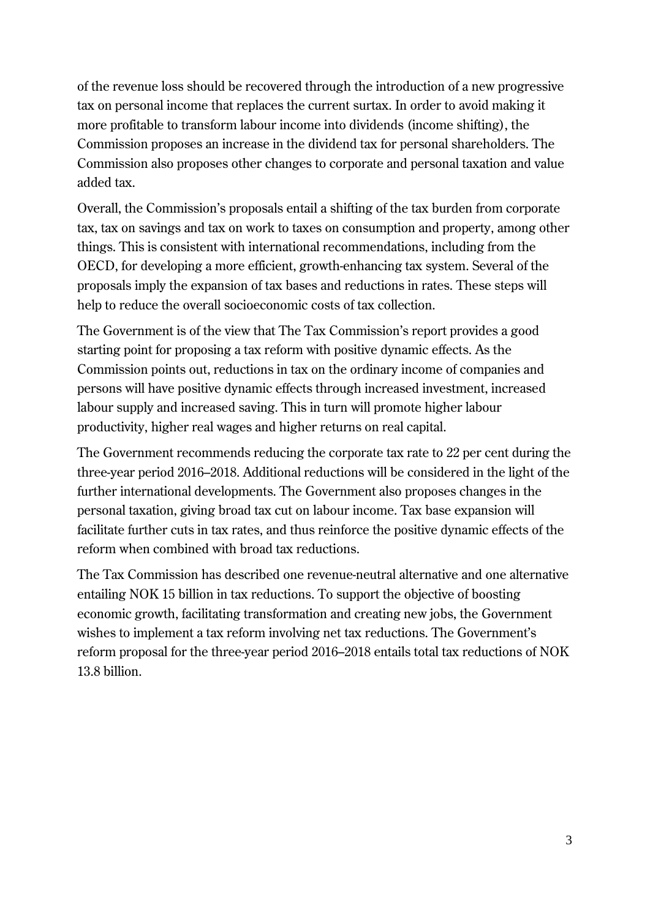of the revenue loss should be recovered through the introduction of a new progressive tax on personal income that replaces the current surtax. In order to avoid making it more profitable to transform labour income into dividends (income shifting), the Commission proposes an increase in the dividend tax for personal shareholders. The Commission also proposes other changes to corporate and personal taxation and value added tax.

Overall, the Commission's proposals entail a shifting of the tax burden from corporate tax, tax on savings and tax on work to taxes on consumption and property, among other things. This is consistent with international recommendations, including from the OECD, for developing a more efficient, growth-enhancing tax system. Several of the proposals imply the expansion of tax bases and reductions in rates. These steps will help to reduce the overall socioeconomic costs of tax collection.

The Government is of the view that The Tax Commission's report provides a good starting point for proposing a tax reform with positive dynamic effects. As the Commission points out, reductions in tax on the ordinary income of companies and persons will have positive dynamic effects through increased investment, increased labour supply and increased saving. This in turn will promote higher labour productivity, higher real wages and higher returns on real capital.

The Government recommends reducing the corporate tax rate to 22 per cent during the three-year period 2016–2018. Additional reductions will be considered in the light of the further international developments. The Government also proposes changes in the personal taxation, giving broad tax cut on labour income. Tax base expansion will facilitate further cuts in tax rates, and thus reinforce the positive dynamic effects of the reform when combined with broad tax reductions.

The Tax Commission has described one revenue-neutral alternative and one alternative entailing NOK 15 billion in tax reductions. To support the objective of boosting economic growth, facilitating transformation and creating new jobs, the Government wishes to implement a tax reform involving net tax reductions. The Government's reform proposal for the three-year period 2016–2018 entails total tax reductions of NOK 13.8 billion.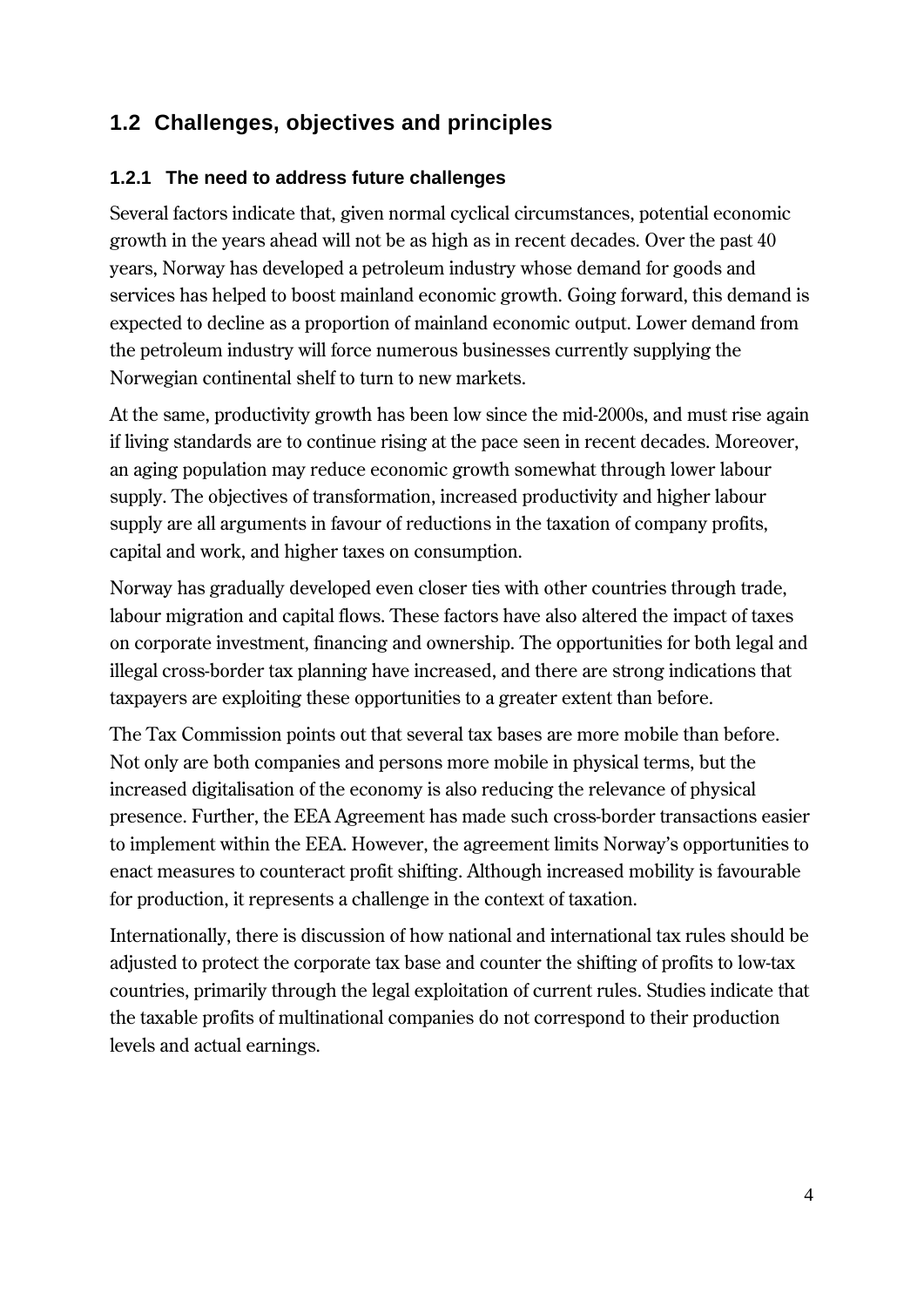## 1.2 Challenges, objectives and principles

### 1.2.1 The need to address future challenges

Several factors indicate that, given normal cyclical circumstances, potential economic growth in the years ahead will not be as high as in recent decades. Over the past 40 years, Norway has developed a petroleum industry whose demand for goods and services has helped to boost mainland economic growth. Going forward, this demand is expected to decline as a proportion of mainland economic output. Lower demand from the petroleum industry will force numerous businesses currently supplying the Norwegian continental shelf to turn to new markets.

At the same, productivity growth has been low since the mid-2000s, and must rise again if living standards are to continue rising at the pace seen in recent decades. Moreover, an aging population may reduce economic growth somewhat through lower labour supply. The objectives of transformation, increased productivity and higher labour supply are all arguments in favour of reductions in the taxation of company profits, capital and work, and higher taxes on consumption.

Norway has gradually developed even closer ties with other countries through trade, labour migration and capital flows. These factors have also altered the impact of taxes on corporate investment, financing and ownership. The opportunities for both legal and illegal cross-border tax planning have increased, and there are strong indications that taxpayers are exploiting these opportunities to a greater extent than before.

The Tax Commission points out that several tax bases are more mobile than before. Not only are both companies and persons more mobile in physical terms, but the increased digitalisation of the economy is also reducing the relevance of physical presence. Further, the EEA Agreement has made such cross-border transactions easier to implement within the EEA. However, the agreement limits Norway's opportunities to enact measures to counteract profit shifting. Although increased mobility is favourable for production, it represents a challenge in the context of taxation.

Internationally, there is discussion of how national and international tax rules should be adjusted to protect the corporate tax base and counter the shifting of profits to low-tax countries, primarily through the legal exploitation of current rules. Studies indicate that the taxable profits of multinational companies do not correspond to their production levels and actual earnings.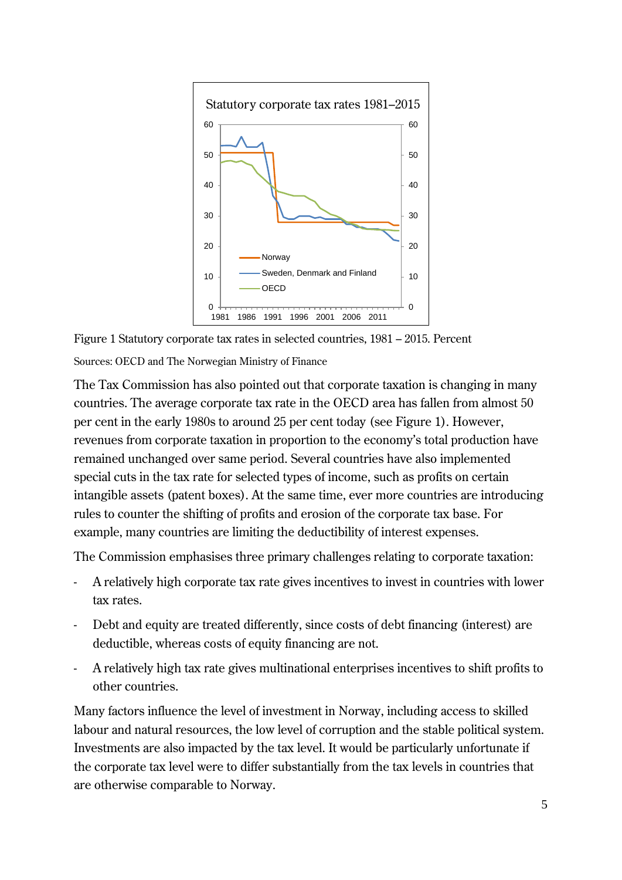Figure 1 Statutory corporate tax rates in selected countries, 1981 – 2015. Percent

Sources: OECD and The Norwegian Ministry of Finance

The Tax Commission has also pointed out that corporate taxation is changing in many countries. The average corporate tax rate in the OECD area has fallen from almost 50 per cent in the early 1980s to around 25 per cent today (see Figure 1). However, revenues from corporate taxation in proportion to the economy's total production have remained unchanged over same period. Several countries have also implemented special cuts in the tax rate for selected types of income, such as profits on certain intangible assets (patent boxes). At the same time, ever more countries are introducing rules to counter the shifting of profits and erosion of the corporate tax base. For example, many countries are limiting the deductibility of interest expenses.

The Commission emphasises three primary challenges relating to corporate taxation:

- A relatively high corporate tax rate gives incentives to invest in countries with lower tax rates.
- Debt and equity are treated differently, since costs of debt financing (interest) are deductible, whereas costs of equity financing are not.
- A relatively high tax rate gives multinational enterprises incentives to shift profits to other countries.

Many factors influence the level of investment in Norway, including access to skilled labour and natural resources, the low level of corruption and the stable political system. Investments are also impacted by the tax level. It would be particularly unfortunate if the corporate tax level were to differ substantially from the tax levels in countries that are otherwise comparable to Norway.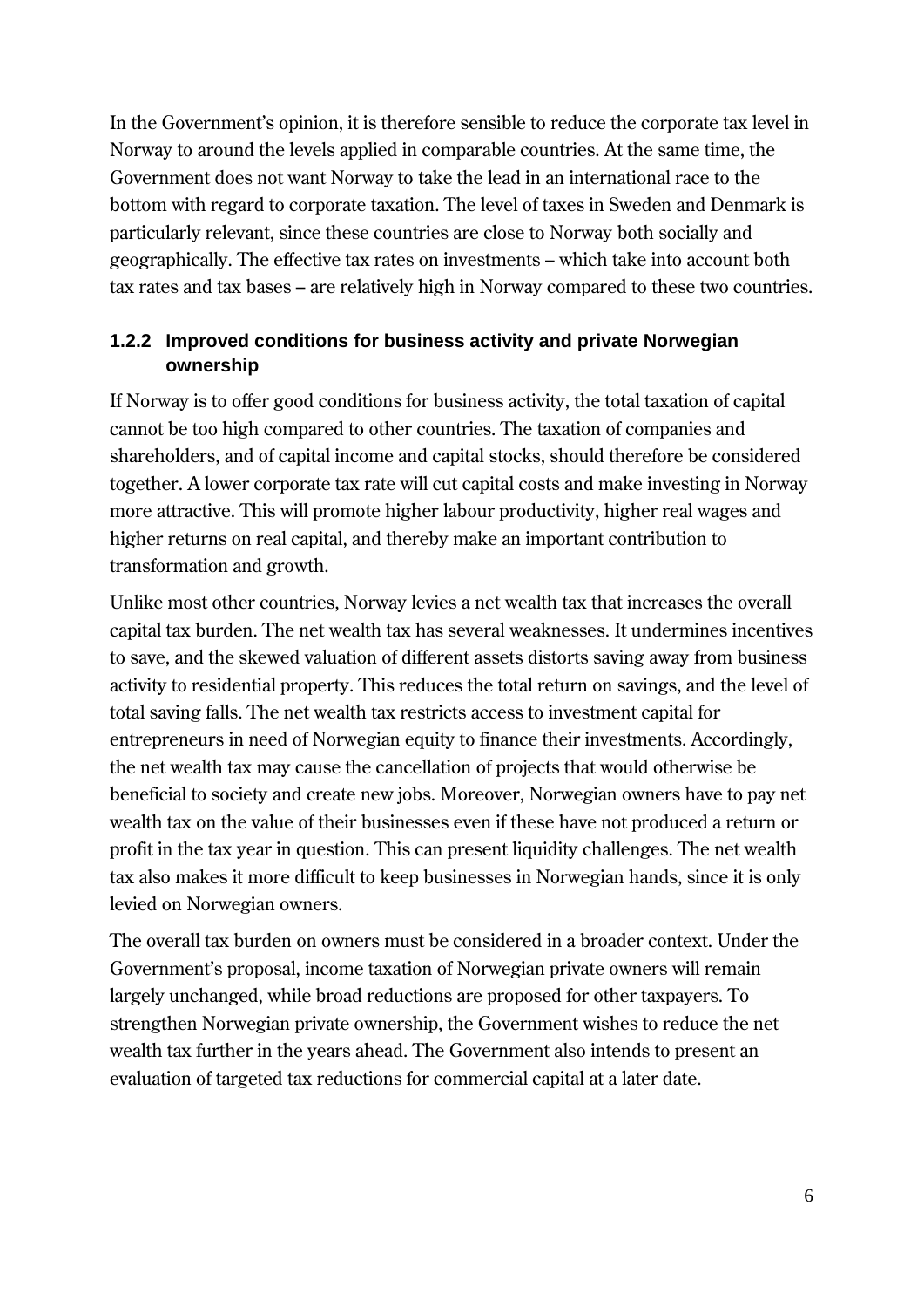In the Government's opinion, it is therefore sensible to reduce the corporate tax level in Norway to around the levels applied in comparable countries. At the same time, the Government does not want Norway to take the lead in an international race to the bottom with regard to corporate taxation. The level of taxes in Sweden and Denmark is particularly relevant, since these countries are close to Norway both socially and geographically. The effective tax rates on investments – which take into account both tax rates and tax bases – are relatively high in Norway compared to these two countries.

### 1.2.2 Improved conditions for business activity and private Norwegian ownership

If Norway is to offer good conditions for business activity, the total taxation of capital cannot be too high compared to other countries. The taxation of companies and shareholders, and of capital income and capital stocks, should therefore be considered together. A lower corporate tax rate will cut capital costs and make investing in Norway more attractive. This will promote higher labour productivity, higher real wages and higher returns on real capital, and thereby make an important contribution to transformation and growth.

Unlike most other countries, Norway levies a net wealth tax that increases the overall capital tax burden. The net wealth tax has several weaknesses. It undermines incentives to save, and the skewed valuation of different assets distorts saving away from business activity to residential property. This reduces the total return on savings, and the level of total saving falls. The net wealth tax restricts access to investment capital for entrepreneurs in need of Norwegian equity to finance their investments. Accordingly, the net wealth tax may cause the cancellation of projects that would otherwise be beneficial to society and create new jobs. Moreover, Norwegian owners have to pay net wealth tax on the value of their businesses even if these have not produced a return or profit in the tax year in question. This can present liquidity challenges. The net wealth tax also makes it more difficult to keep businesses in Norwegian hands, since it is only levied on Norwegian owners.

The overall tax burden on owners must be considered in a broader context. Under the Government's proposal, income taxation of Norwegian private owners will remain largely unchanged, while broad reductions are proposed for other taxpayers. To strengthen Norwegian private ownership, the Government wishes to reduce the net wealth tax further in the years ahead. The Government also intends to present an evaluation of targeted tax reductions for commercial capital at a later date.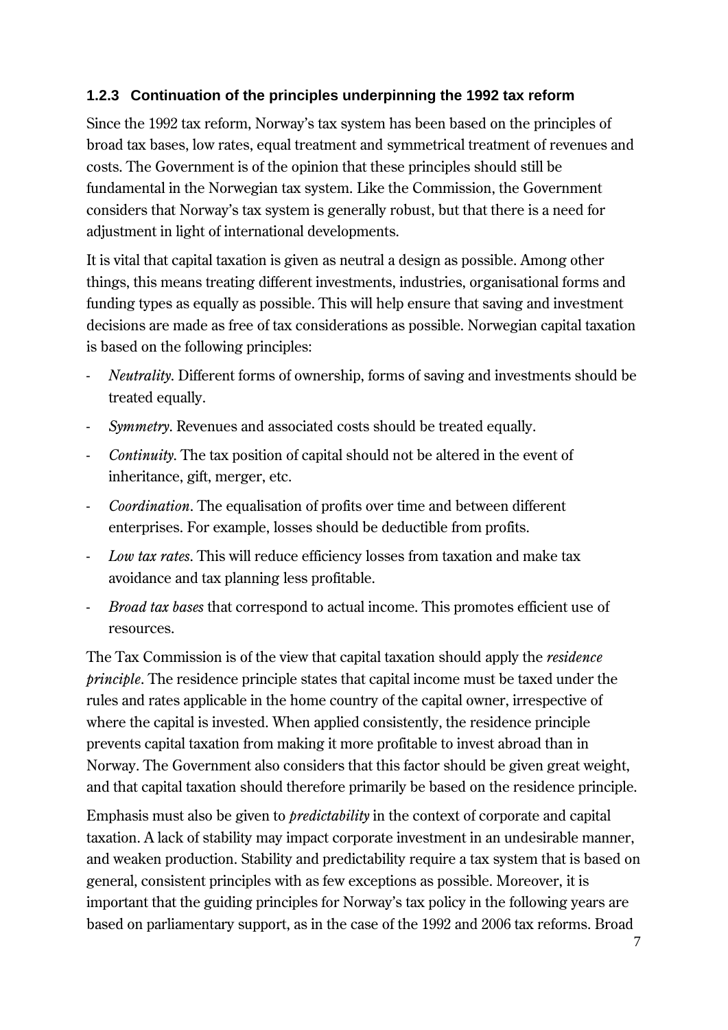### 1.2.3 Continuation of the principles underpinning the 1992 tax reform

Since the 1992 tax reform, Norway's tax system has been based on the principles of broad tax bases, low rates, equal treatment and symmetrical treatment of revenues and costs. The Government is of the opinion that these principles should still be fundamental in the Norwegian tax system. Like the Commission, the Government considers that Norway's tax system is generally robust, but that there is a need for adjustment in light of international developments.

It is vital that capital taxation is given as neutral a design as possible. Among other things, this means treating different investments, industries, organisational forms and funding types as equally as possible. This will help ensure that saving and investment decisions are made as free of tax considerations as possible. Norwegian capital taxation is based on the following principles:

- *Neutrality*. Different forms of ownership, forms of saving and investments should be treated equally.
- *Symmetry*. Revenues and associated costs should be treated equally.
- *Continuity*. The tax position of capital should not be altered in the event of inheritance, gift, merger, etc.
- *Coordination*. The equalisation of profits over time and between different enterprises. For example, losses should be deductible from profits.
- *Low tax rates*. This will reduce efficiency losses from taxation and make tax avoidance and tax planning less profitable.
- *Broad tax bases* that correspond to actual income. This promotes efficient use of resources.

The Tax Commission is of the view that capital taxation should apply the *residence principle*. The residence principle states that capital income must be taxed under the rules and rates applicable in the home country of the capital owner, irrespective of where the capital is invested. When applied consistently, the residence principle prevents capital taxation from making it more profitable to invest abroad than in Norway. The Government also considers that this factor should be given great weight, and that capital taxation should therefore primarily be based on the residence principle.

Emphasis must also be given to *predictability* in the context of corporate and capital taxation. A lack of stability may impact corporate investment in an undesirable manner, and weaken production. Stability and predictability require a tax system that is based on general, consistent principles with as few exceptions as possible. Moreover, it is important that the guiding principles for Norway's tax policy in the following years are based on parliamentary support, as in the case of the 1992 and 2006 tax reforms. Broad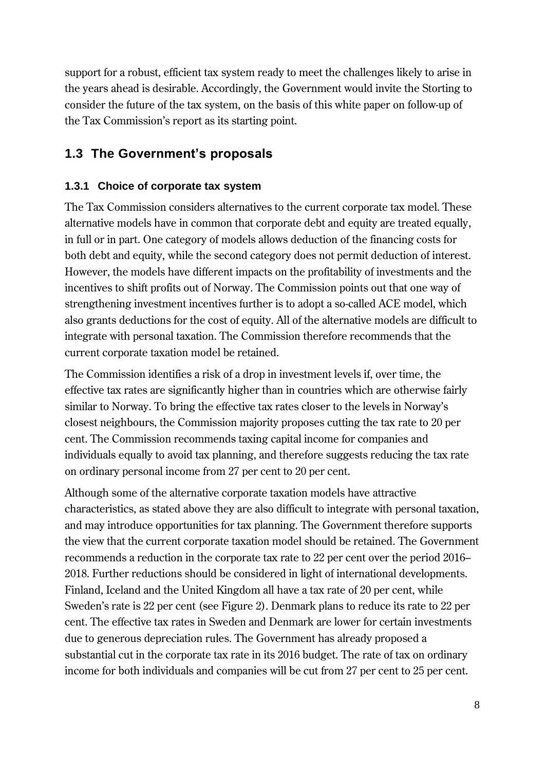support for a robust, efficient tax system ready to meet the challenges likely to arise in the years ahead is desirable. Accordingly, the Government would invite the Storting to consider the future of the tax system, on the basis of this white paper on follow-up of the Tax Commission's report as its starting point.

## 1.3 The Government's proposals

### 1.3.1 Choice of corporate tax system

The Tax Commission considers alternatives to the current corporate tax model. These alternative models have in common that corporate debt and equity are treated equally, in full or in part. One category of models allows deduction of the financing costs for both debt and equity, while the second category does not permit deduction of interest. However, the models have different impacts on the profitability of investments and the incentives to shift profits out of Norway. The Commission points out that one way of strengthening investment incentives further is to adopt a so-called ACE model, which also grants deductions for the cost of equity. All of the alternative models are difficult to integrate with personal taxation. The Commission therefore recommends that the current corporate taxation model be retained.

The Commission identifies a risk of a drop in investment levels if, over time, the effective tax rates are significantly higher than in countries which are otherwise fairly similar to Norway. To bring the effective tax rates closer to the levels in Norway's closest neighbours, the Commission majority proposes cutting the tax rate to 20 per cent. The Commission recommends taxing capital income for companies and individuals equally to avoid tax planning, and therefore suggests reducing the tax rate on ordinary personal income from 27 per cent to 20 per cent.

Although some of the alternative corporate taxation models have attractive characteristics, as stated above they are also difficult to integrate with personal taxation, and may introduce opportunities for tax planning. The Government therefore supports the view that the current corporate taxation model should be retained. The Government recommends a reduction in the corporate tax rate to 22 per cent over the period 2016–2018. Further reductions should be considered in light of international developments. Finland, Iceland and the United Kingdom all have a tax rate of 20 per cent, while Sweden's rate is 22 per cent (see Figure 2). Denmark plans to reduce its rate to 22 per cent. The effective tax rates in Sweden and Denmark are lower for certain investments due to generous depreciation rules. The Government has already proposed a substantial cut in the corporate tax rate in its 2016 budget. The rate of tax on ordinary income for both individuals and companies will be cut from 27 per cent to 25 per cent.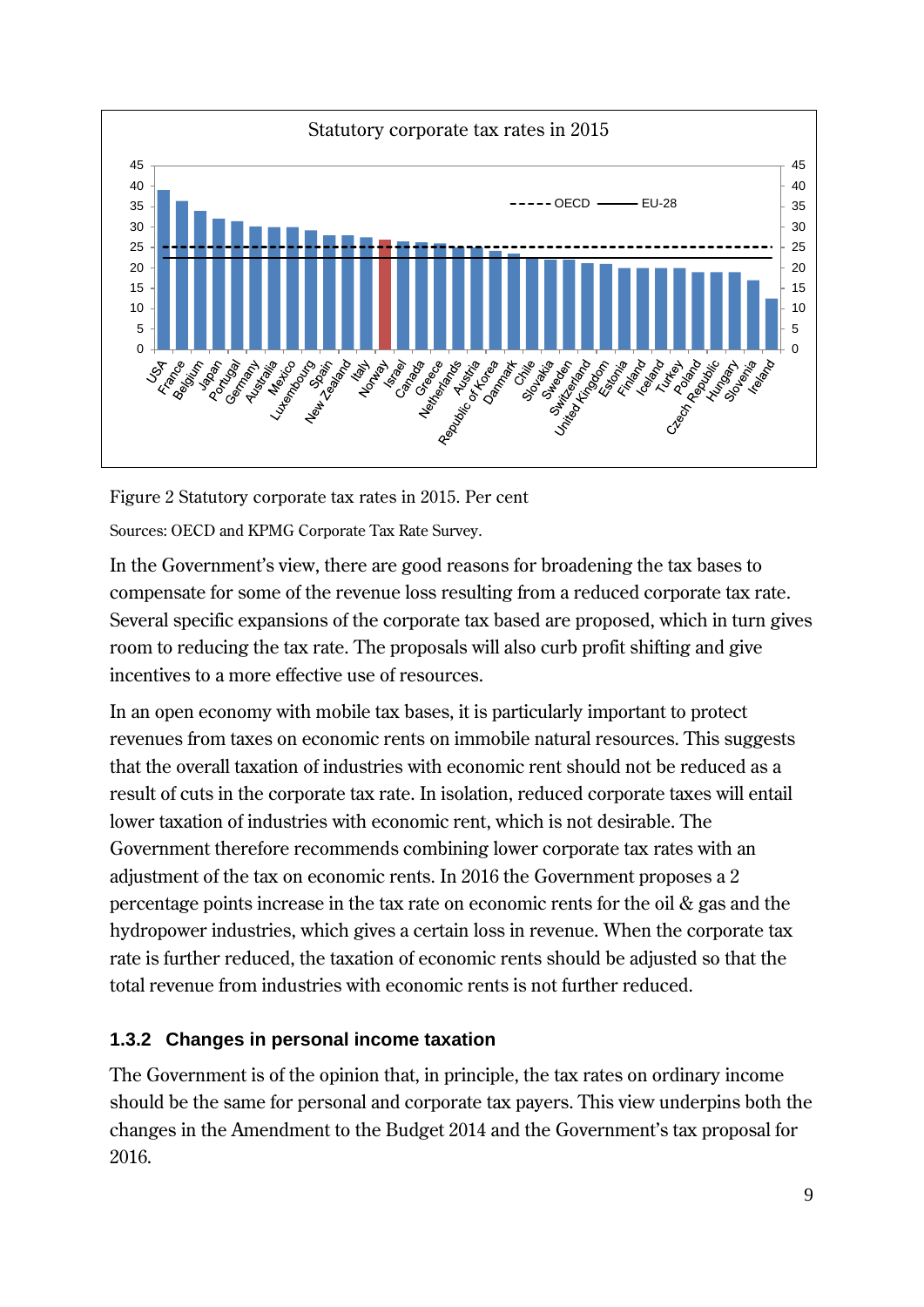Figure 2 Statutory corporate tax rates in 2015. Per cent

Sources: OECD and KPMG Corporate Tax Rate Survey.

In the Government's view, there are good reasons for broadening the tax bases to compensate for some of the revenue loss resulting from a reduced corporate tax rate. Several specific expansions of the corporate tax based are proposed, which in turn gives room to reducing the tax rate. The proposals will also curb profit shifting and give incentives to a more effective use of resources.

In an open economy with mobile tax bases, it is particularly important to protect revenues from taxes on economic rents on immobile natural resources. This suggests that the overall taxation of industries with economic rent should not be reduced as a result of cuts in the corporate tax rate. In isolation, reduced corporate taxes will entail lower taxation of industries with economic rent, which is not desirable. The Government therefore recommends combining lower corporate tax rates with an adjustment of the tax on economic rents. In 2016 the Government proposes a 2 percentage points increase in the tax rate on economic rents for the oil & gas and the hydropower industries, which gives a certain loss in revenue. When the corporate tax rate is further reduced, the taxation of economic rents should be adjusted so that the total revenue from industries with economic rents is not further reduced.

### 1.3.2 Changes in personal income taxation

The Government is of the opinion that, in principle, the tax rates on ordinary income should be the same for personal and corporate tax payers. This view underpins both the changes in the Amendment to the Budget 2014 and the Government's tax proposal for 2016.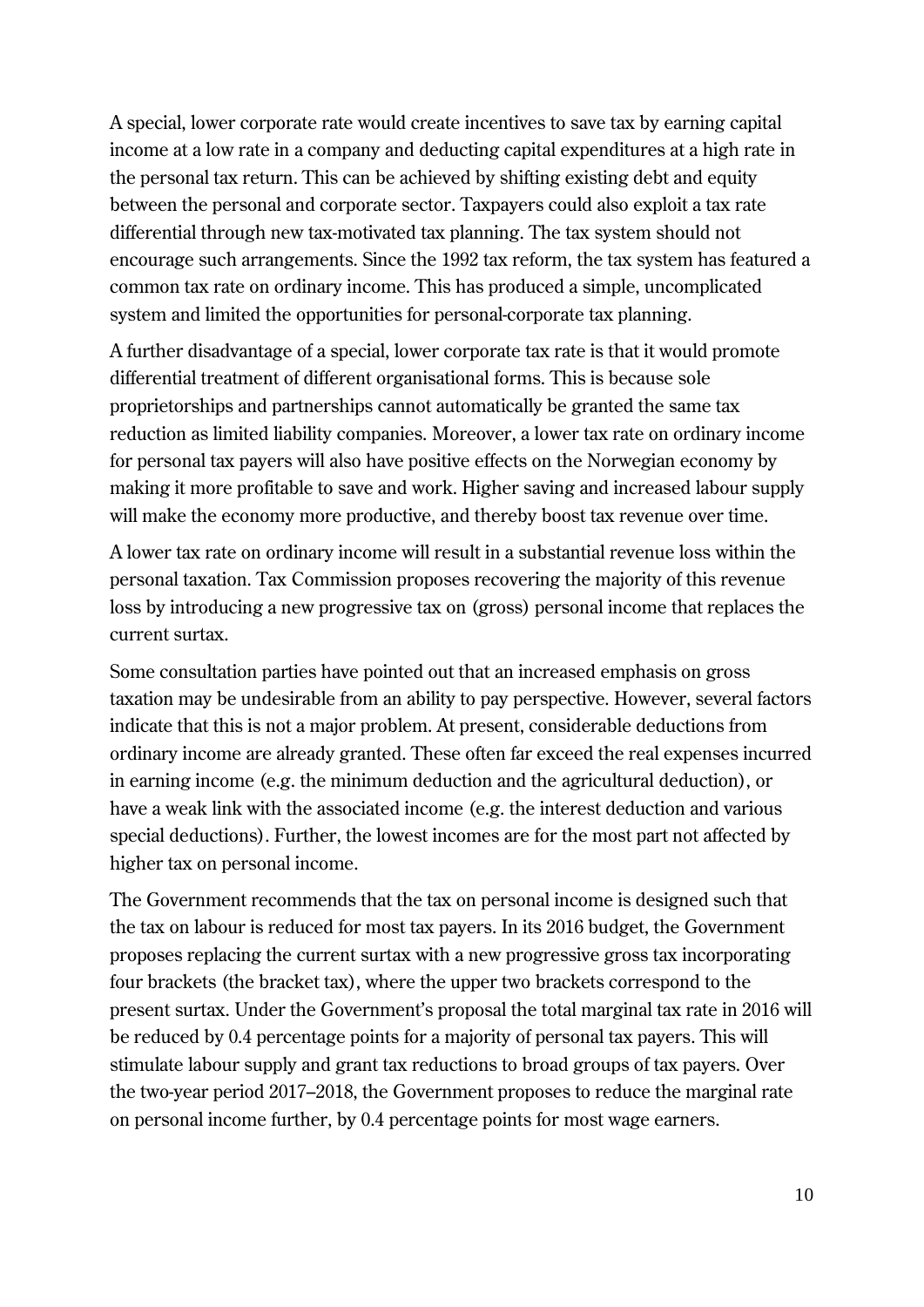A special, lower corporate rate would create incentives to save tax by earning capital income at a low rate in a company and deducting capital expenditures at a high rate in the personal tax return. This can be achieved by shifting existing debt and equity between the personal and corporate sector. Taxpayers could also exploit a tax rate differential through new tax-motivated tax planning. The tax system should not encourage such arrangements. Since the 1992 tax reform, the tax system has featured a common tax rate on ordinary income. This has produced a simple, uncomplicated system and limited the opportunities for personal-corporate tax planning.

A further disadvantage of a special, lower corporate tax rate is that it would promote differential treatment of different organisational forms. This is because sole proprietorships and partnerships cannot automatically be granted the same tax reduction as limited liability companies. Moreover, a lower tax rate on ordinary income for personal tax payers will also have positive effects on the Norwegian economy by making it more profitable to save and work. Higher saving and increased labour supply will make the economy more productive, and thereby boost tax revenue over time.

A lower tax rate on ordinary income will result in a substantial revenue loss within the personal taxation. Tax Commission proposes recovering the majority of this revenue loss by introducing a new progressive tax on (gross) personal income that replaces the current surtax.

Some consultation parties have pointed out that an increased emphasis on gross taxation may be undesirable from an ability to pay perspective. However, several factors indicate that this is not a major problem. At present, considerable deductions from ordinary income are already granted. These often far exceed the real expenses incurred in earning income (e.g. the minimum deduction and the agricultural deduction), or have a weak link with the associated income (e.g. the interest deduction and various special deductions). Further, the lowest incomes are for the most part not affected by higher tax on personal income.

The Government recommends that the tax on personal income is designed such that the tax on labour is reduced for most tax payers. In its 2016 budget, the Government proposes replacing the current surtax with a new progressive gross tax incorporating four brackets (the bracket tax), where the upper two brackets correspond to the present surtax. Under the Government's proposal the total marginal tax rate in 2016 will be reduced by 0.4 percentage points for a majority of personal tax payers. This will stimulate labour supply and grant tax reductions to broad groups of tax payers. Over the two-year period 2017–2018, the Government proposes to reduce the marginal rate on personal income further, by 0.4 percentage points for most wage earners.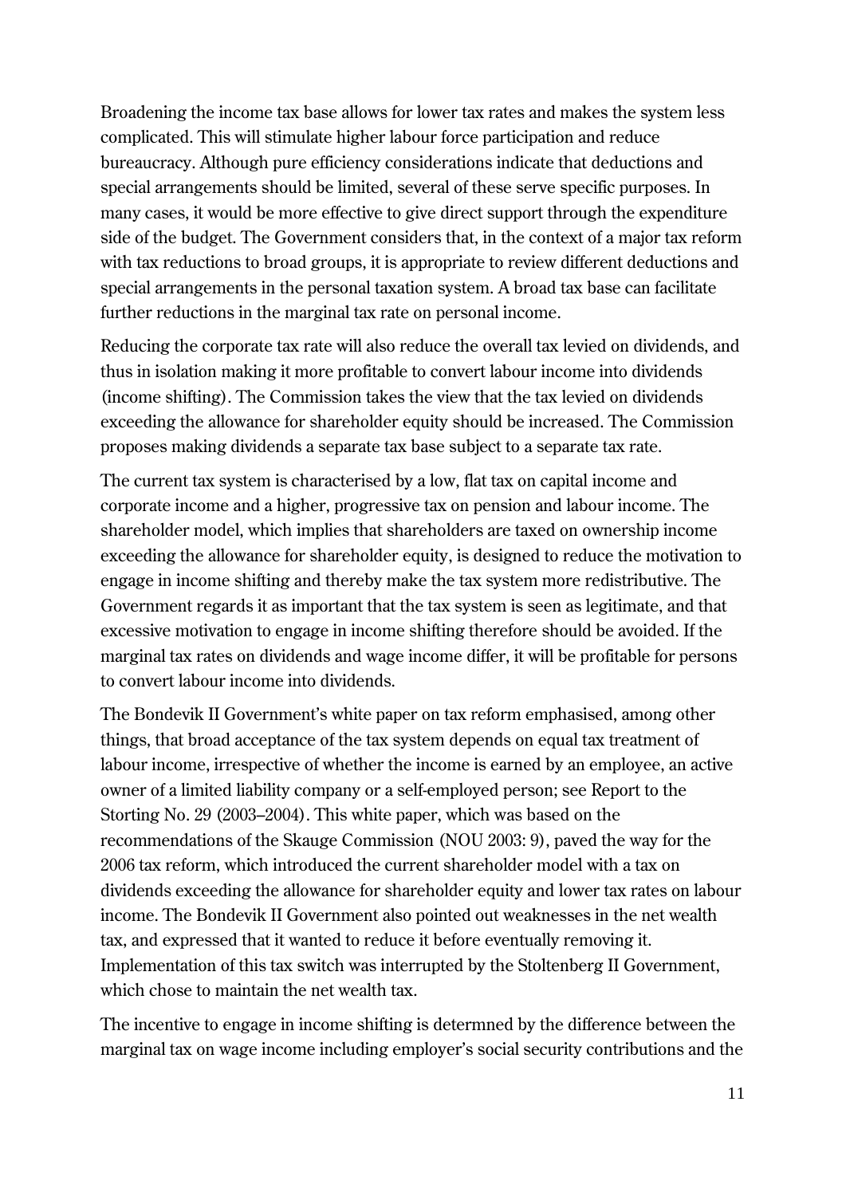Broadening the income tax base allows for lower tax rates and makes the system less complicated. This will stimulate higher labour force participation and reduce bureaucracy. Although pure efficiency considerations indicate that deductions and special arrangements should be limited, several of these serve specific purposes. In many cases, it would be more effective to give direct support through the expenditure side of the budget. The Government considers that, in the context of a major tax reform with tax reductions to broad groups, it is appropriate to review different deductions and special arrangements in the personal taxation system. A broad tax base can facilitate further reductions in the marginal tax rate on personal income.

Reducing the corporate tax rate will also reduce the overall tax levied on dividends, and thus in isolation making it more profitable to convert labour income into dividends (income shifting). The Commission takes the view that the tax levied on dividends exceeding the allowance for shareholder equity should be increased. The Commission proposes making dividends a separate tax base subject to a separate tax rate.

The current tax system is characterised by a low, flat tax on capital income and corporate income and a higher, progressive tax on pension and labour income. The shareholder model, which implies that shareholders are taxed on ownership income exceeding the allowance for shareholder equity, is designed to reduce the motivation to engage in income shifting and thereby make the tax system more redistributive. The Government regards it as important that the tax system is seen as legitimate, and that excessive motivation to engage in income shifting therefore should be avoided. If the marginal tax rates on dividends and wage income differ, it will be profitable for persons to convert labour income into dividends.

The Bondevik II Government's white paper on tax reform emphasised, among other things, that broad acceptance of the tax system depends on equal tax treatment of labour income, irrespective of whether the income is earned by an employee, an active owner of a limited liability company or a self-employed person; see Report to the Storting No. 29 (2003–2004). This white paper, which was based on the recommendations of the Skauge Commission (NOU 2003: 9), paved the way for the 2006 tax reform, which introduced the current shareholder model with a tax on dividends exceeding the allowance for shareholder equity and lower tax rates on labour income. The Bondevik II Government also pointed out weaknesses in the net wealth tax, and expressed that it wanted to reduce it before eventually removing it. Implementation of this tax switch was interrupted by the Stoltenberg II Government, which chose to maintain the net wealth tax.

The incentive to engage in income shifting is determned by the difference between the marginal tax on wage income including employer's social security contributions and the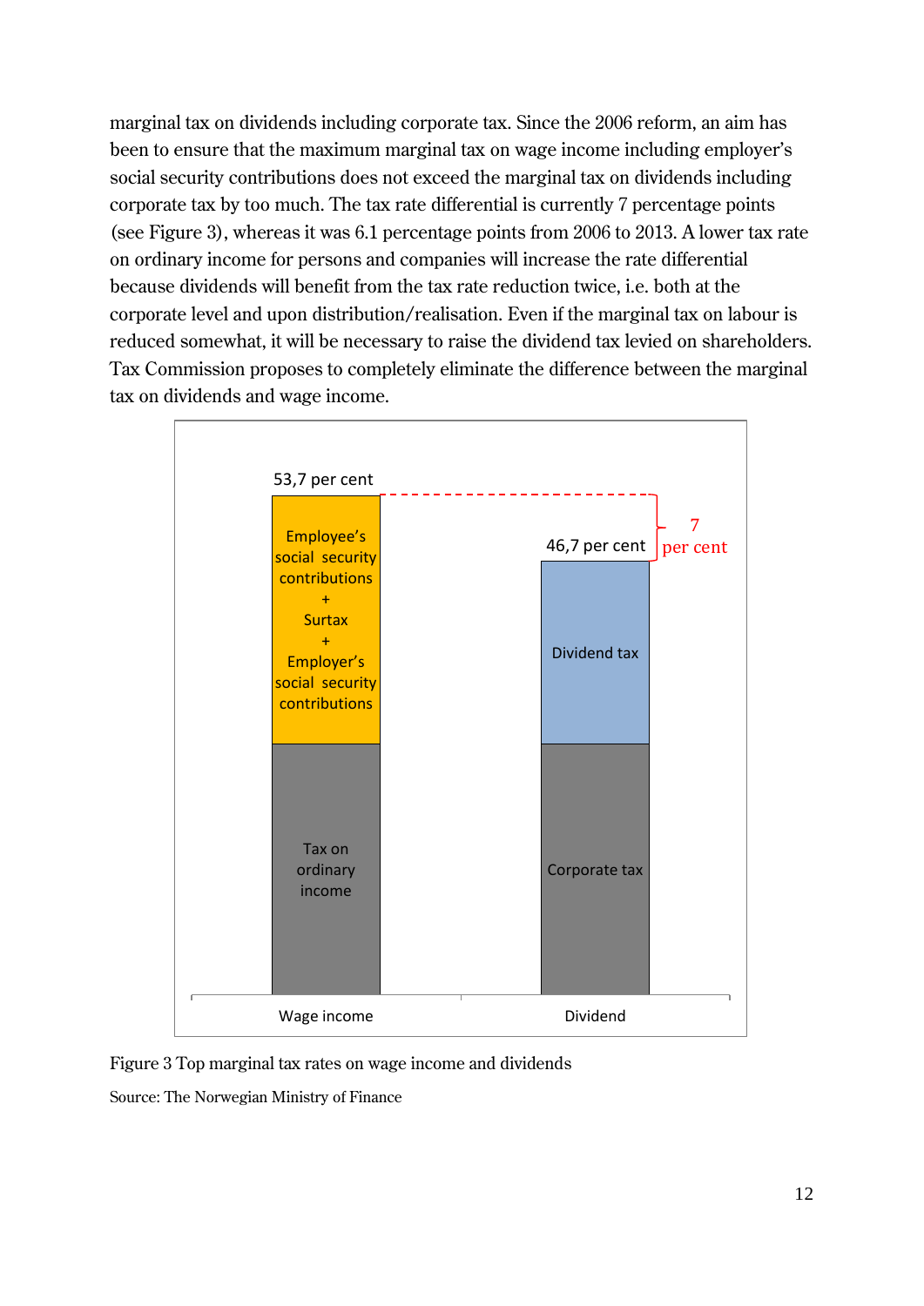marginal tax on dividends including corporate tax. Since the 2006 reform, an aim has been to ensure that the maximum marginal tax on wage income including employer's social security contributions does not exceed the marginal tax on dividends including corporate tax by too much. The tax rate differential is currently 7 percentage points (see Figure 3), whereas it was 6.1 percentage points from 2006 to 2013. A lower tax rate on ordinary income for persons and companies will increase the rate differential because dividends will benefit from the tax rate reduction twice, i.e. both at the corporate level and upon distribution/realisation. Even if the marginal tax on labour is reduced somewhat, it will be necessary to raise the dividend tax levied on shareholders. Tax Commission proposes to completely eliminate the difference between the marginal tax on dividends and wage income.

53,7 per cent

Employee's social security contributions + Surtax + Employer's social security contributions

Tax on ordinary income

46,7 per cent

Dividend tax

Corporate tax

7 per cent

Wage income

Dividend

Figure 3 Top marginal tax rates on wage income and dividends

Source: The Norwegian Ministry of Finance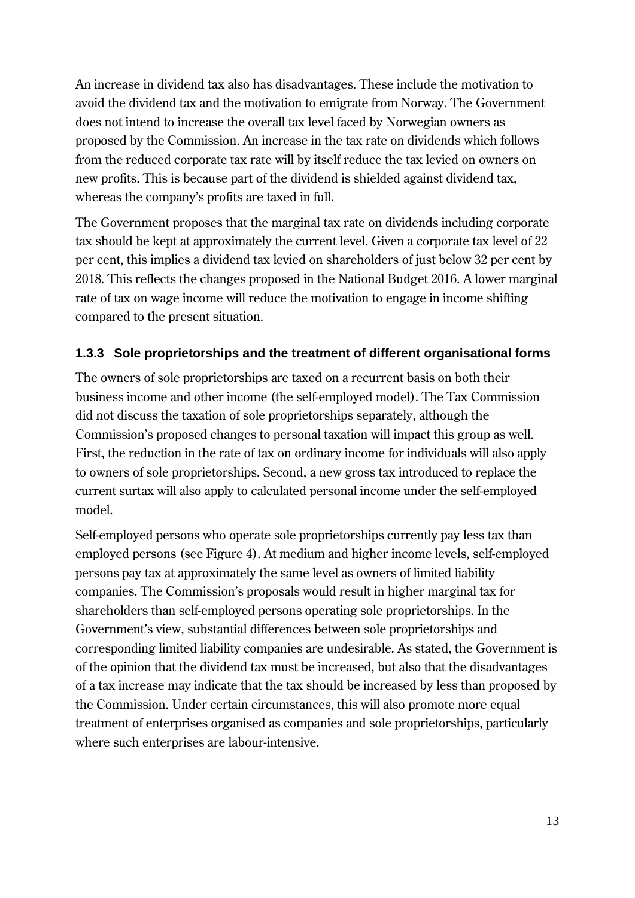An increase in dividend tax also has disadvantages. These include the motivation to avoid the dividend tax and the motivation to emigrate from Norway. The Government does not intend to increase the overall tax level faced by Norwegian owners as proposed by the Commission. An increase in the tax rate on dividends which follows from the reduced corporate tax rate will by itself reduce the tax levied on owners on new profits. This is because part of the dividend is shielded against dividend tax, whereas the company's profits are taxed in full.

The Government proposes that the marginal tax rate on dividends including corporate tax should be kept at approximately the current level. Given a corporate tax level of 22 per cent, this implies a dividend tax levied on shareholders of just below 32 per cent by 2018. This reflects the changes proposed in the National Budget 2016. A lower marginal rate of tax on wage income will reduce the motivation to engage in income shifting compared to the present situation.

### 1.3.3 Sole proprietorships and the treatment of different organisational forms

The owners of sole proprietorships are taxed on a recurrent basis on both their business income and other income (the self-employed model). The Tax Commission did not discuss the taxation of sole proprietorships separately, although the Commission's proposed changes to personal taxation will impact this group as well. First, the reduction in the rate of tax on ordinary income for individuals will also apply to owners of sole proprietorships. Second, a new gross tax introduced to replace the current surtax will also apply to calculated personal income under the self-employed model.

Self-employed persons who operate sole proprietorships currently pay less tax than employed persons (see Figure 4). At medium and higher income levels, self-employed persons pay tax at approximately the same level as owners of limited liability companies. The Commission's proposals would result in higher marginal tax for shareholders than self-employed persons operating sole proprietorships. In the Government's view, substantial differences between sole proprietorships and corresponding limited liability companies are undesirable. As stated, the Government is of the opinion that the dividend tax must be increased, but also that the disadvantages of a tax increase may indicate that the tax should be increased by less than proposed by the Commission. Under certain circumstances, this will also promote more equal treatment of enterprises organised as companies and sole proprietorships, particularly where such enterprises are labour-intensive.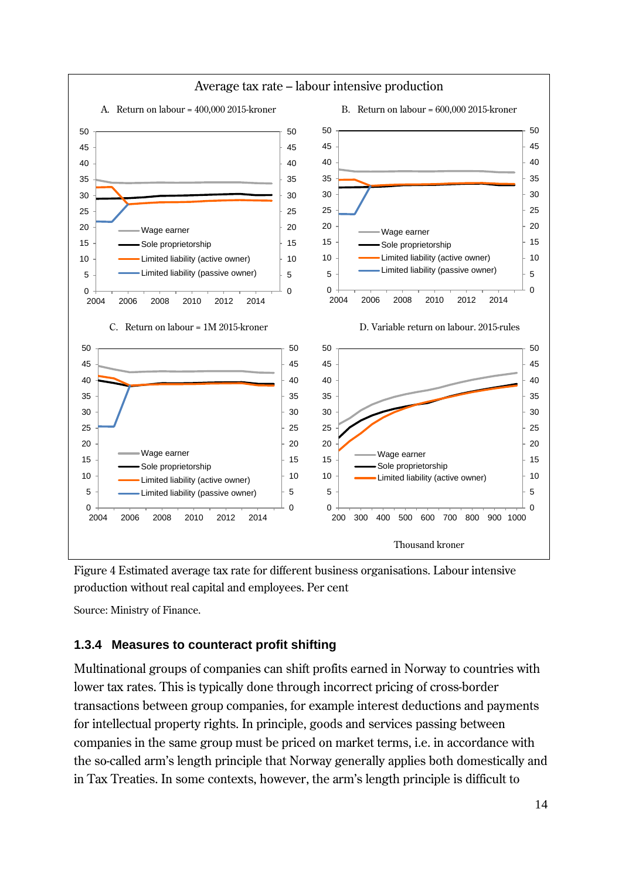Figure 4 Estimated average tax rate for different business organisations. Labour intensive production without real capital and employees. Per cent

Source: Ministry of Finance.

### 1.3.4 Measures to counteract profit shifting

Multinational groups of companies can shift profits earned in Norway to countries with lower tax rates. This is typically done through incorrect pricing of cross-border transactions between group companies, for example interest deductions and payments for intellectual property rights. In principle, goods and services passing between companies in the same group must be priced on market terms, i.e. in accordance with the so-called arm's length principle that Norway generally applies both domestically and in Tax Treaties. In some contexts, however, the arm's length principle is difficult to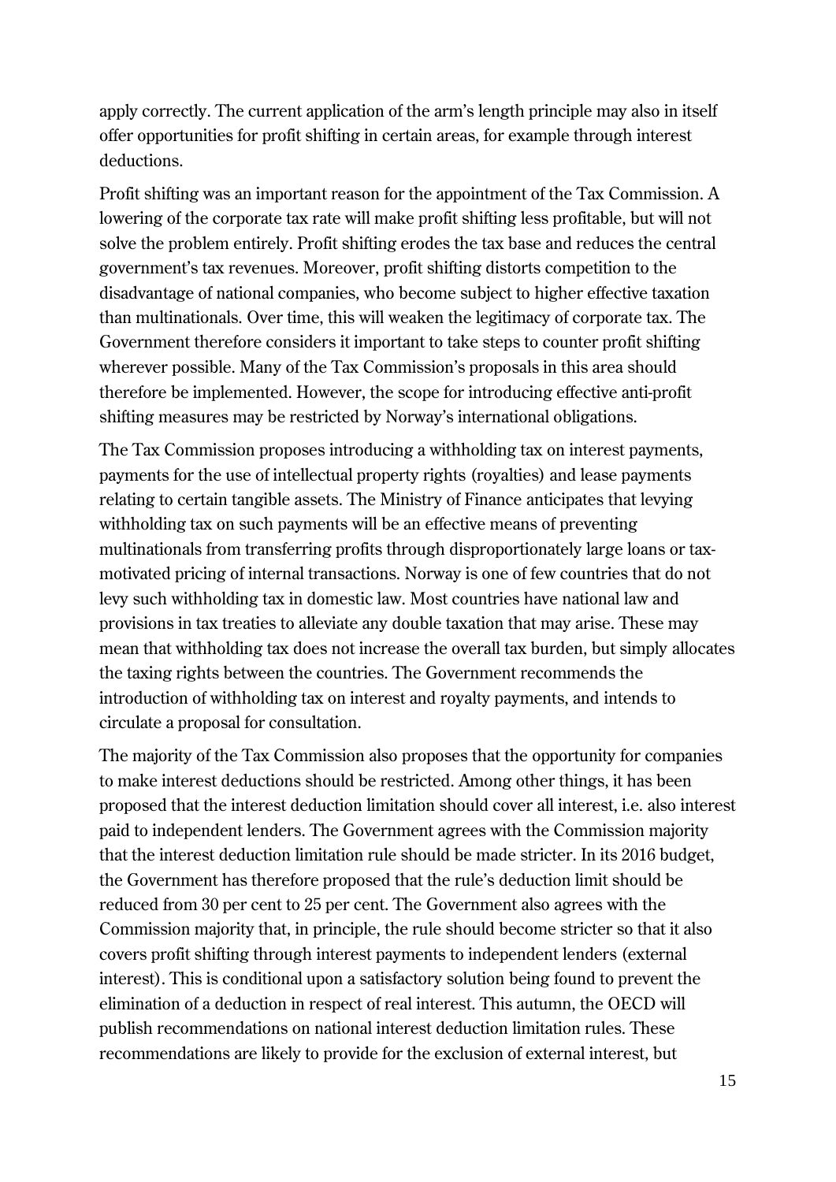apply correctly. The current application of the arm's length principle may also in itself offer opportunities for profit shifting in certain areas, for example through interest deductions.

Profit shifting was an important reason for the appointment of the Tax Commission. A lowering of the corporate tax rate will make profit shifting less profitable, but will not solve the problem entirely. Profit shifting erodes the tax base and reduces the central government's tax revenues. Moreover, profit shifting distorts competition to the disadvantage of national companies, who become subject to higher effective taxation than multinationals. Over time, this will weaken the legitimacy of corporate tax. The Government therefore considers it important to take steps to counter profit shifting wherever possible. Many of the Tax Commission's proposals in this area should therefore be implemented. However, the scope for introducing effective anti-profit shifting measures may be restricted by Norway's international obligations.

The Tax Commission proposes introducing a withholding tax on interest payments, payments for the use of intellectual property rights (royalties) and lease payments relating to certain tangible assets. The Ministry of Finance anticipates that levying withholding tax on such payments will be an effective means of preventing multinationals from transferring profits through disproportionately large loans or tax-motivated pricing of internal transactions. Norway is one of few countries that do not levy such withholding tax in domestic law. Most countries have national law and provisions in tax treaties to alleviate any double taxation that may arise. These may mean that withholding tax does not increase the overall tax burden, but simply allocates the taxing rights between the countries. The Government recommends the introduction of withholding tax on interest and royalty payments, and intends to circulate a proposal for consultation.

The majority of the Tax Commission also proposes that the opportunity for companies to make interest deductions should be restricted. Among other things, it has been proposed that the interest deduction limitation should cover all interest, i.e. also interest paid to independent lenders. The Government agrees with the Commission majority that the interest deduction limitation rule should be made stricter. In its 2016 budget, the Government has therefore proposed that the rule's deduction limit should be reduced from 30 per cent to 25 per cent. The Government also agrees with the Commission majority that, in principle, the rule should become stricter so that it also covers profit shifting through interest payments to independent lenders (external interest). This is conditional upon a satisfactory solution being found to prevent the elimination of a deduction in respect of real interest. This autumn, the OECD will publish recommendations on national interest deduction limitation rules. These recommendations are likely to provide for the exclusion of external interest, but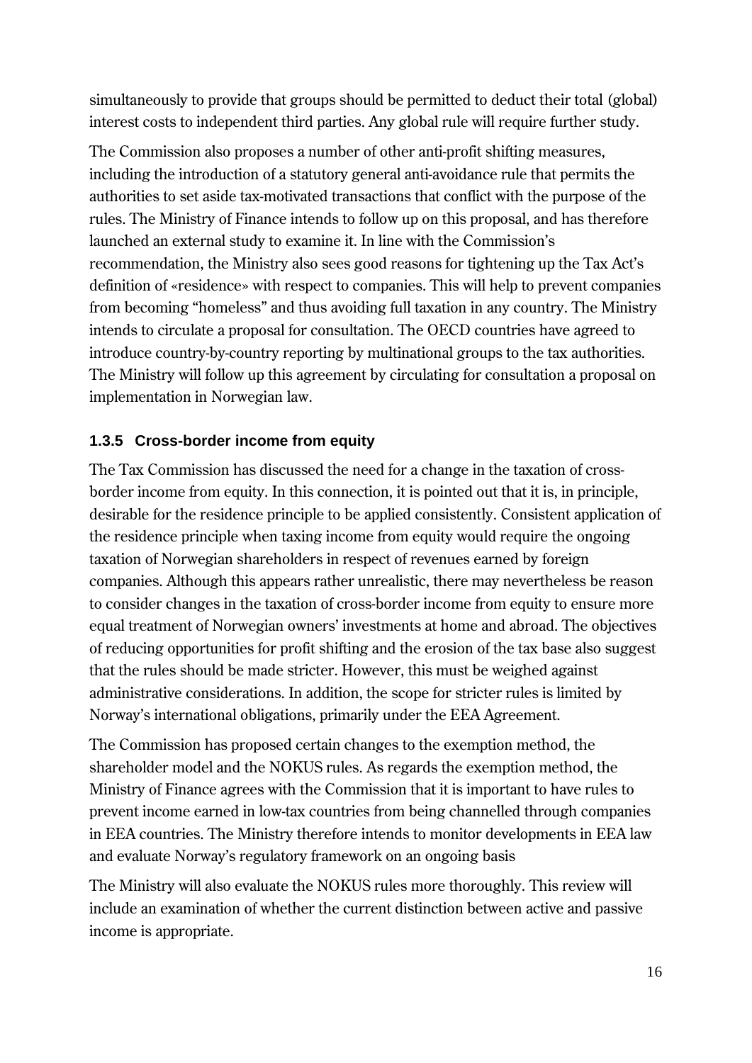simultaneously to provide that groups should be permitted to deduct their total (global) interest costs to independent third parties. Any global rule will require further study.

The Commission also proposes a number of other anti-profit shifting measures, including the introduction of a statutory general anti-avoidance rule that permits the authorities to set aside tax-motivated transactions that conflict with the purpose of the rules. The Ministry of Finance intends to follow up on this proposal, and has therefore launched an external study to examine it. In line with the Commission's recommendation, the Ministry also sees good reasons for tightening up the Tax Act's definition of «residence» with respect to companies. This will help to prevent companies from becoming "homeless" and thus avoiding full taxation in any country. The Ministry intends to circulate a proposal for consultation. The OECD countries have agreed to introduce country-by-country reporting by multinational groups to the tax authorities. The Ministry will follow up this agreement by circulating for consultation a proposal on implementation in Norwegian law.

### 1.3.5 Cross-border income from equity

The Tax Commission has discussed the need for a change in the taxation of cross-border income from equity. In this connection, it is pointed out that it is, in principle, desirable for the residence principle to be applied consistently. Consistent application of the residence principle when taxing income from equity would require the ongoing taxation of Norwegian shareholders in respect of revenues earned by foreign companies. Although this appears rather unrealistic, there may nevertheless be reason to consider changes in the taxation of cross-border income from equity to ensure more equal treatment of Norwegian owners' investments at home and abroad. The objectives of reducing opportunities for profit shifting and the erosion of the tax base also suggest that the rules should be made stricter. However, this must be weighed against administrative considerations. In addition, the scope for stricter rules is limited by Norway's international obligations, primarily under the EEA Agreement.

The Commission has proposed certain changes to the exemption method, the shareholder model and the NOKUS rules. As regards the exemption method, the Ministry of Finance agrees with the Commission that it is important to have rules to prevent income earned in low-tax countries from being channelled through companies in EEA countries. The Ministry therefore intends to monitor developments in EEA law and evaluate Norway's regulatory framework on an ongoing basis

The Ministry will also evaluate the NOKUS rules more thoroughly. This review will include an examination of whether the current distinction between active and passive income is appropriate.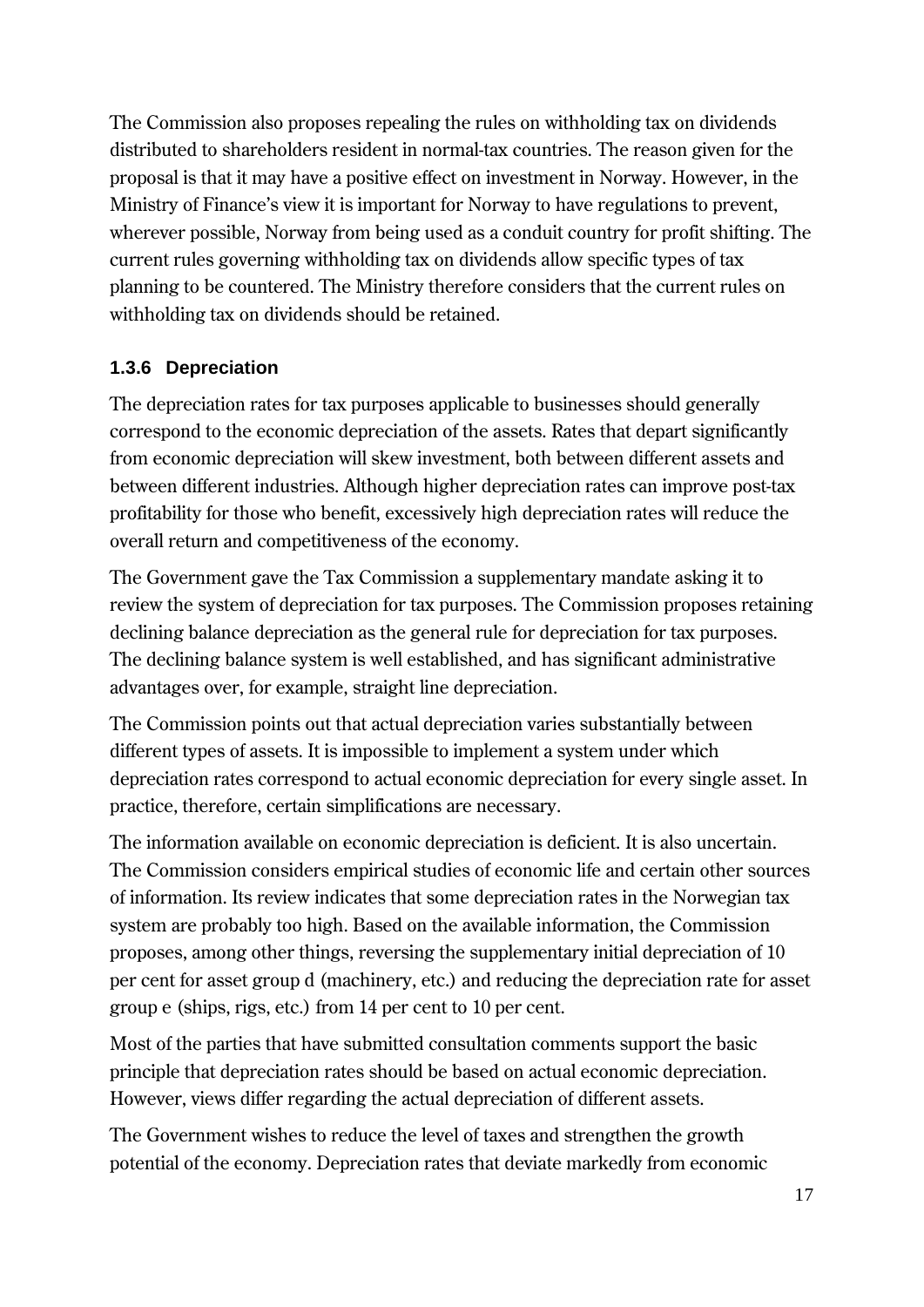The Commission also proposes repealing the rules on withholding tax on dividends distributed to shareholders resident in normal-tax countries. The reason given for the proposal is that it may have a positive effect on investment in Norway. However, in the Ministry of Finance's view it is important for Norway to have regulations to prevent, wherever possible, Norway from being used as a conduit country for profit shifting. The current rules governing withholding tax on dividends allow specific types of tax planning to be countered. The Ministry therefore considers that the current rules on withholding tax on dividends should be retained.

### 1.3.6 Depreciation

The depreciation rates for tax purposes applicable to businesses should generally correspond to the economic depreciation of the assets. Rates that depart significantly from economic depreciation will skew investment, both between different assets and between different industries. Although higher depreciation rates can improve post-tax profitability for those who benefit, excessively high depreciation rates will reduce the overall return and competitiveness of the economy.

The Government gave the Tax Commission a supplementary mandate asking it to review the system of depreciation for tax purposes. The Commission proposes retaining declining balance depreciation as the general rule for depreciation for tax purposes. The declining balance system is well established, and has significant administrative advantages over, for example, straight line depreciation.

The Commission points out that actual depreciation varies substantially between different types of assets. It is impossible to implement a system under which depreciation rates correspond to actual economic depreciation for every single asset. In practice, therefore, certain simplifications are necessary.

The information available on economic depreciation is deficient. It is also uncertain. The Commission considers empirical studies of economic life and certain other sources of information. Its review indicates that some depreciation rates in the Norwegian tax system are probably too high. Based on the available information, the Commission proposes, among other things, reversing the supplementary initial depreciation of 10 per cent for asset group d (machinery, etc.) and reducing the depreciation rate for asset group e (ships, rigs, etc.) from 14 per cent to 10 per cent.

Most of the parties that have submitted consultation comments support the basic principle that depreciation rates should be based on actual economic depreciation. However, views differ regarding the actual depreciation of different assets.

The Government wishes to reduce the level of taxes and strengthen the growth potential of the economy. Depreciation rates that deviate markedly from economic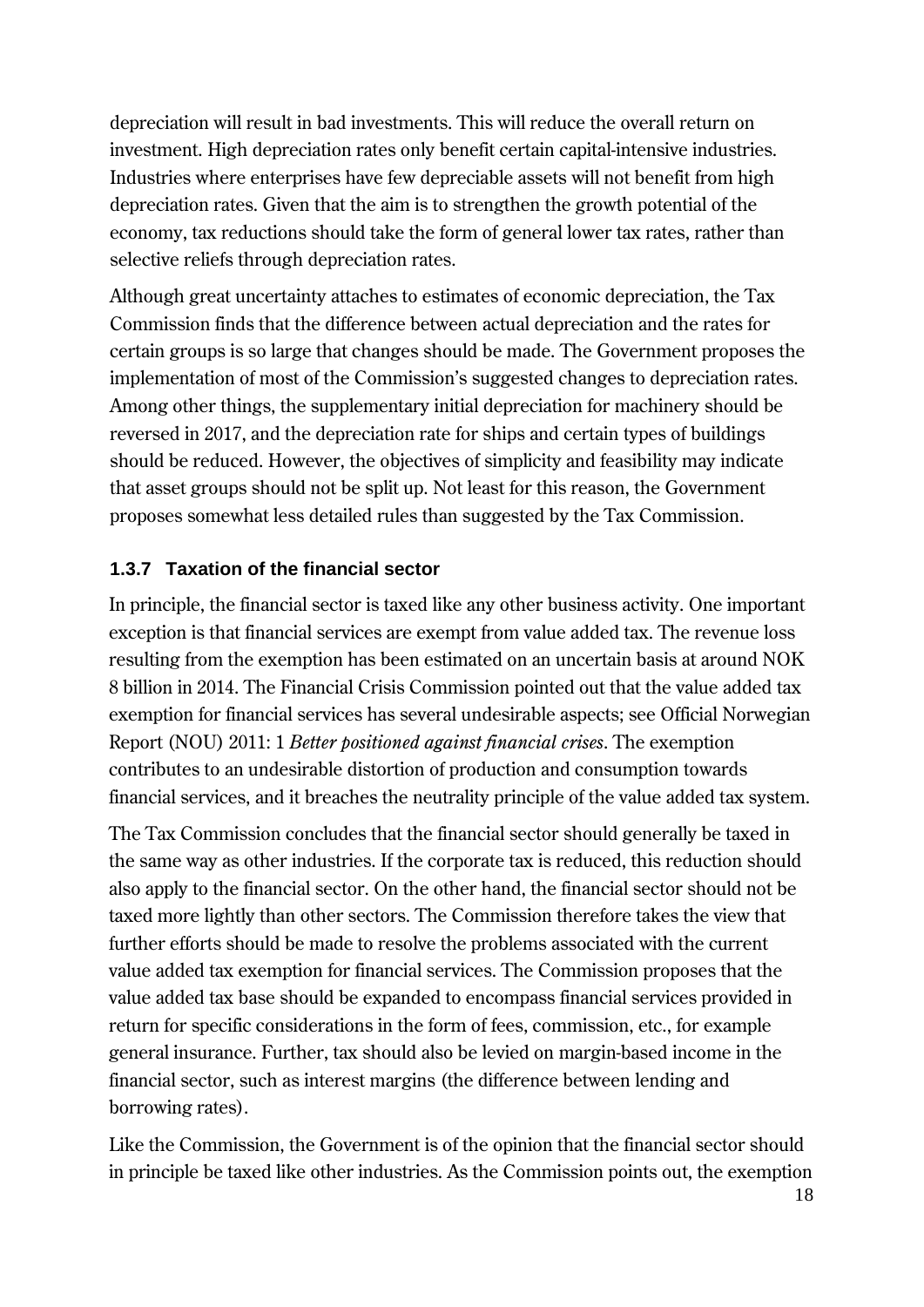depreciation will result in bad investments. This will reduce the overall return on investment. High depreciation rates only benefit certain capital-intensive industries. Industries where enterprises have few depreciable assets will not benefit from high depreciation rates. Given that the aim is to strengthen the growth potential of the economy, tax reductions should take the form of general lower tax rates, rather than selective reliefs through depreciation rates.

Although great uncertainty attaches to estimates of economic depreciation, the Tax Commission finds that the difference between actual depreciation and the rates for certain groups is so large that changes should be made. The Government proposes the implementation of most of the Commission's suggested changes to depreciation rates. Among other things, the supplementary initial depreciation for machinery should be reversed in 2017, and the depreciation rate for ships and certain types of buildings should be reduced. However, the objectives of simplicity and feasibility may indicate that asset groups should not be split up. Not least for this reason, the Government proposes somewhat less detailed rules than suggested by the Tax Commission.

### 1.3.7 Taxation of the financial sector

In principle, the financial sector is taxed like any other business activity. One important exception is that financial services are exempt from value added tax. The revenue loss resulting from the exemption has been estimated on an uncertain basis at around NOK 8 billion in 2014. The Financial Crisis Commission pointed out that the value added tax exemption for financial services has several undesirable aspects; see Official Norwegian Report (NOU) 2011: 1 *Better positioned against financial crises*. The exemption contributes to an undesirable distortion of production and consumption towards financial services, and it breaches the neutrality principle of the value added tax system.

The Tax Commission concludes that the financial sector should generally be taxed in the same way as other industries. If the corporate tax is reduced, this reduction should also apply to the financial sector. On the other hand, the financial sector should not be taxed more lightly than other sectors. The Commission therefore takes the view that further efforts should be made to resolve the problems associated with the current value added tax exemption for financial services. The Commission proposes that the value added tax base should be expanded to encompass financial services provided in return for specific considerations in the form of fees, commission, etc., for example general insurance. Further, tax should also be levied on margin-based income in the financial sector, such as interest margins (the difference between lending and borrowing rates).

Like the Commission, the Government is of the opinion that the financial sector should in principle be taxed like other industries. As the Commission points out, the exemption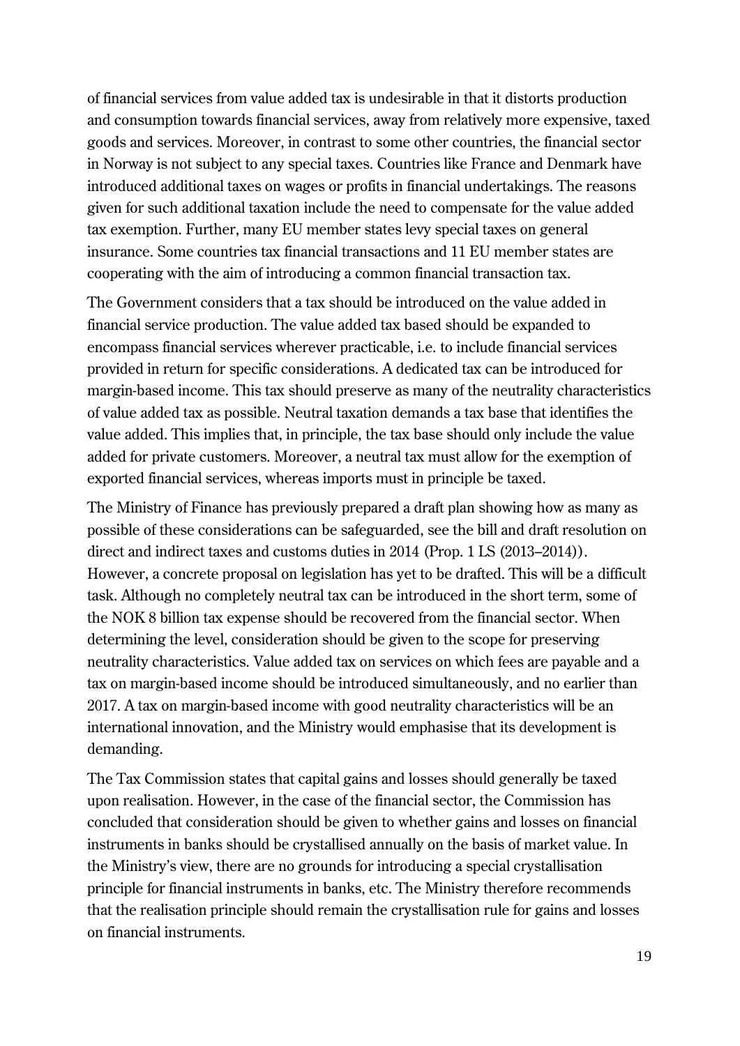of financial services from value added tax is undesirable in that it distorts production and consumption towards financial services, away from relatively more expensive, taxed goods and services. Moreover, in contrast to some other countries, the financial sector in Norway is not subject to any special taxes. Countries like France and Denmark have introduced additional taxes on wages or profits in financial undertakings. The reasons given for such additional taxation include the need to compensate for the value added tax exemption. Further, many EU member states levy special taxes on general insurance. Some countries tax financial transactions and 11 EU member states are cooperating with the aim of introducing a common financial transaction tax.

The Government considers that a tax should be introduced on the value added in financial service production. The value added tax based should be expanded to encompass financial services wherever practicable, i.e. to include financial services provided in return for specific considerations. A dedicated tax can be introduced for margin-based income. This tax should preserve as many of the neutrality characteristics of value added tax as possible. Neutral taxation demands a tax base that identifies the value added. This implies that, in principle, the tax base should only include the value added for private customers. Moreover, a neutral tax must allow for the exemption of exported financial services, whereas imports must in principle be taxed.

The Ministry of Finance has previously prepared a draft plan showing how as many as possible of these considerations can be safeguarded, see the bill and draft resolution on direct and indirect taxes and customs duties in 2014 (Prop. 1 LS (2013–2014)). However, a concrete proposal on legislation has yet to be drafted. This will be a difficult task. Although no completely neutral tax can be introduced in the short term, some of the NOK 8 billion tax expense should be recovered from the financial sector. When determining the level, consideration should be given to the scope for preserving neutrality characteristics. Value added tax on services on which fees are payable and a tax on margin-based income should be introduced simultaneously, and no earlier than 2017. A tax on margin-based income with good neutrality characteristics will be an international innovation, and the Ministry would emphasise that its development is demanding.

The Tax Commission states that capital gains and losses should generally be taxed upon realisation. However, in the case of the financial sector, the Commission has concluded that consideration should be given to whether gains and losses on financial instruments in banks should be crystallised annually on the basis of market value. In the Ministry's view, there are no grounds for introducing a special crystallisation principle for financial instruments in banks, etc. The Ministry therefore recommends that the realisation principle should remain the crystallisation rule for gains and losses on financial instruments.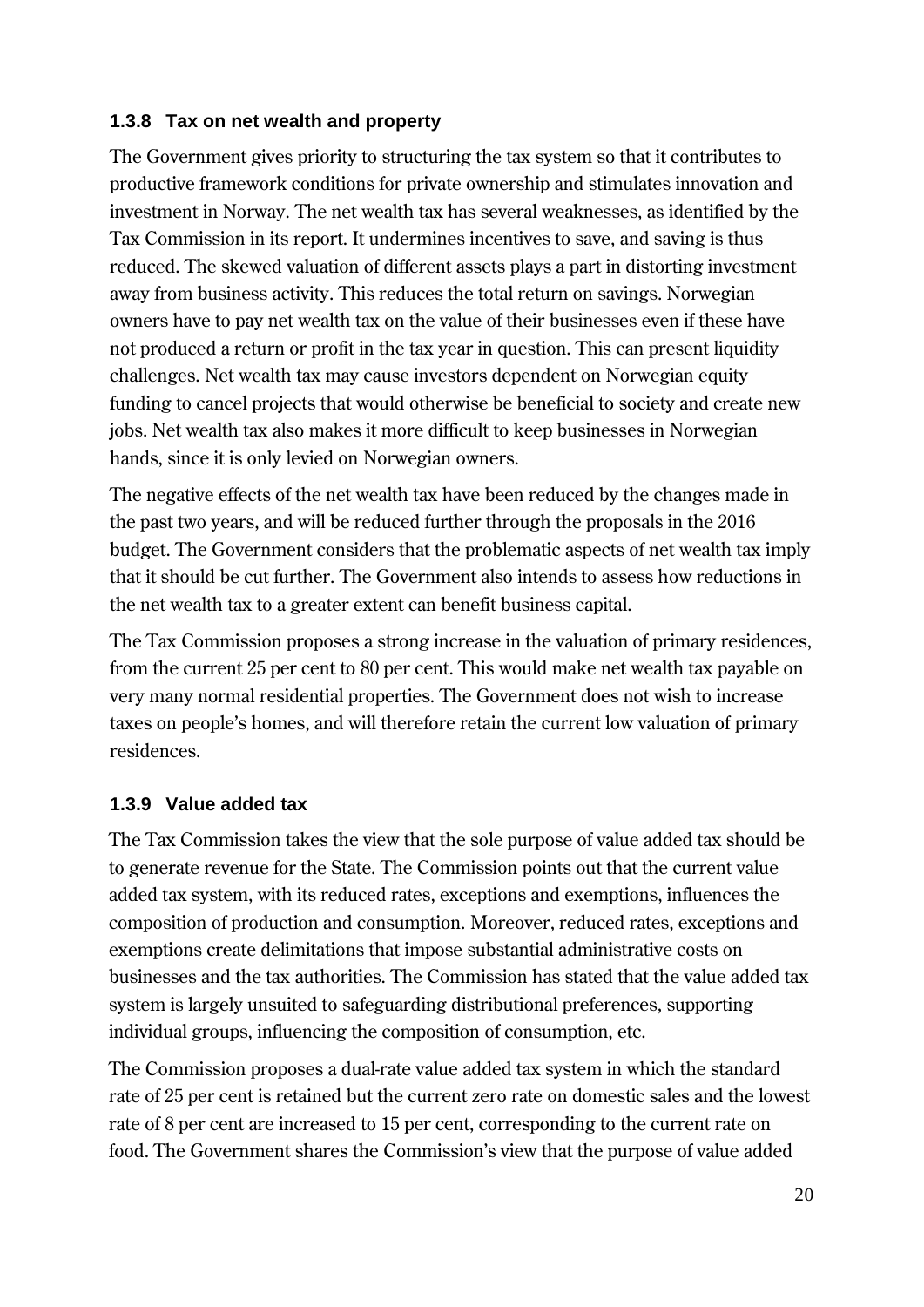### 1.3.8 Tax on net wealth and property

The Government gives priority to structuring the tax system so that it contributes to productive framework conditions for private ownership and stimulates innovation and investment in Norway. The net wealth tax has several weaknesses, as identified by the Tax Commission in its report. It undermines incentives to save, and saving is thus reduced. The skewed valuation of different assets plays a part in distorting investment away from business activity. This reduces the total return on savings. Norwegian owners have to pay net wealth tax on the value of their businesses even if these have not produced a return or profit in the tax year in question. This can present liquidity challenges. Net wealth tax may cause investors dependent on Norwegian equity funding to cancel projects that would otherwise be beneficial to society and create new jobs. Net wealth tax also makes it more difficult to keep businesses in Norwegian hands, since it is only levied on Norwegian owners.

The negative effects of the net wealth tax have been reduced by the changes made in the past two years, and will be reduced further through the proposals in the 2016 budget. The Government considers that the problematic aspects of net wealth tax imply that it should be cut further. The Government also intends to assess how reductions in the net wealth tax to a greater extent can benefit business capital.

The Tax Commission proposes a strong increase in the valuation of primary residences, from the current 25 per cent to 80 per cent. This would make net wealth tax payable on very many normal residential properties. The Government does not wish to increase taxes on people's homes, and will therefore retain the current low valuation of primary residences.

### 1.3.9 Value added tax

The Tax Commission takes the view that the sole purpose of value added tax should be to generate revenue for the State. The Commission points out that the current value added tax system, with its reduced rates, exceptions and exemptions, influences the composition of production and consumption. Moreover, reduced rates, exceptions and exemptions create delimitations that impose substantial administrative costs on businesses and the tax authorities. The Commission has stated that the value added tax system is largely unsuited to safeguarding distributional preferences, supporting individual groups, influencing the composition of consumption, etc.

The Commission proposes a dual-rate value added tax system in which the standard rate of 25 per cent is retained but the current zero rate on domestic sales and the lowest rate of 8 per cent are increased to 15 per cent, corresponding to the current rate on food. The Government shares the Commission's view that the purpose of value added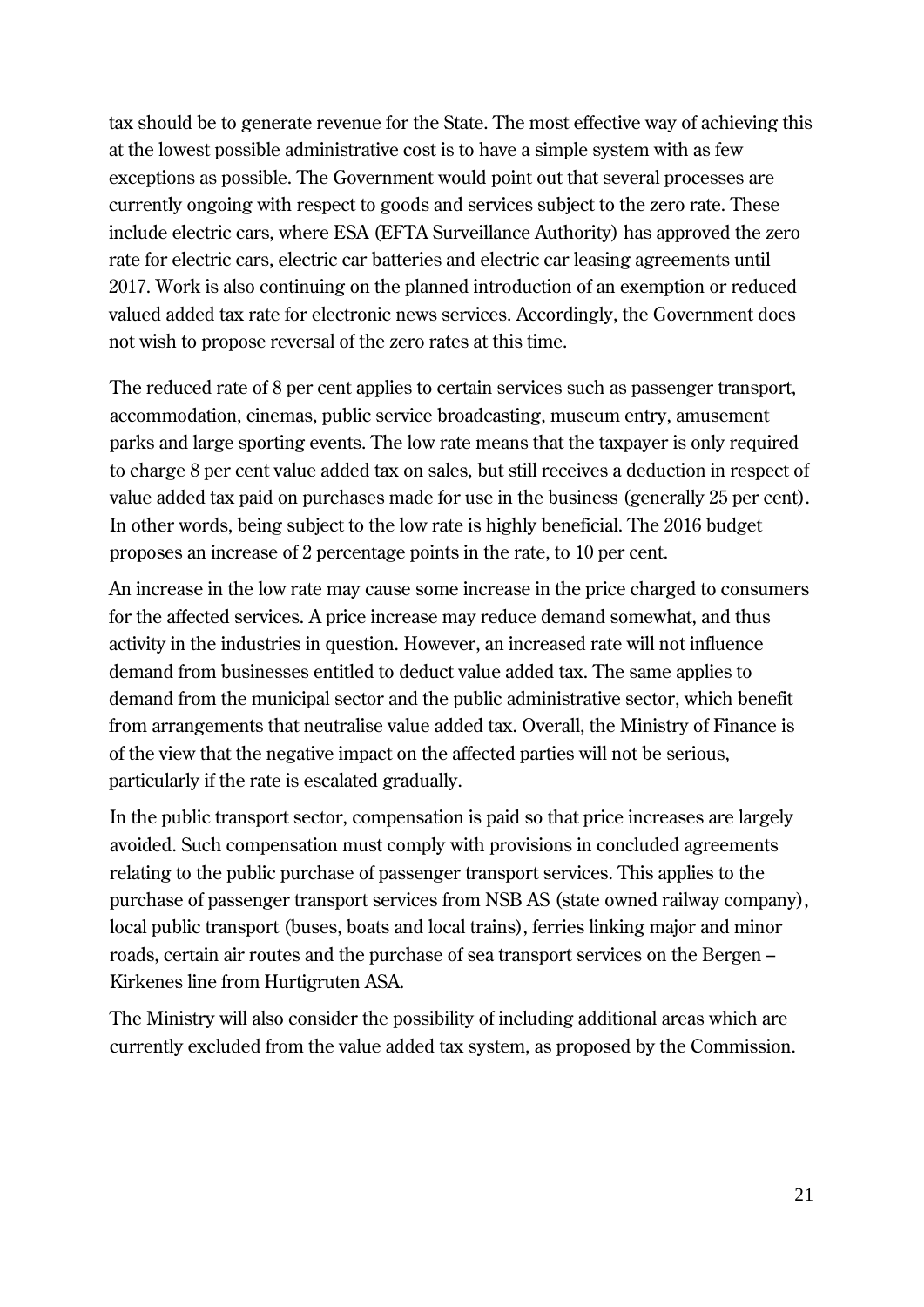tax should be to generate revenue for the State. The most effective way of achieving this at the lowest possible administrative cost is to have a simple system with as few exceptions as possible. The Government would point out that several processes are currently ongoing with respect to goods and services subject to the zero rate. These include electric cars, where ESA (EFTA Surveillance Authority) has approved the zero rate for electric cars, electric car batteries and electric car leasing agreements until 2017. Work is also continuing on the planned introduction of an exemption or reduced valued added tax rate for electronic news services. Accordingly, the Government does not wish to propose reversal of the zero rates at this time.

The reduced rate of 8 per cent applies to certain services such as passenger transport, accommodation, cinemas, public service broadcasting, museum entry, amusement parks and large sporting events. The low rate means that the taxpayer is only required to charge 8 per cent value added tax on sales, but still receives a deduction in respect of value added tax paid on purchases made for use in the business (generally 25 per cent). In other words, being subject to the low rate is highly beneficial. The 2016 budget proposes an increase of 2 percentage points in the rate, to 10 per cent.

An increase in the low rate may cause some increase in the price charged to consumers for the affected services. A price increase may reduce demand somewhat, and thus activity in the industries in question. However, an increased rate will not influence demand from businesses entitled to deduct value added tax. The same applies to demand from the municipal sector and the public administrative sector, which benefit from arrangements that neutralise value added tax. Overall, the Ministry of Finance is of the view that the negative impact on the affected parties will not be serious, particularly if the rate is escalated gradually.

In the public transport sector, compensation is paid so that price increases are largely avoided. Such compensation must comply with provisions in concluded agreements relating to the public purchase of passenger transport services. This applies to the purchase of passenger transport services from NSB AS (state owned railway company), local public transport (buses, boats and local trains), ferries linking major and minor roads, certain air routes and the purchase of sea transport services on the Bergen – Kirkenes line from Hurtigruten ASA.

The Ministry will also consider the possibility of including additional areas which are currently excluded from the value added tax system, as proposed by the Commission.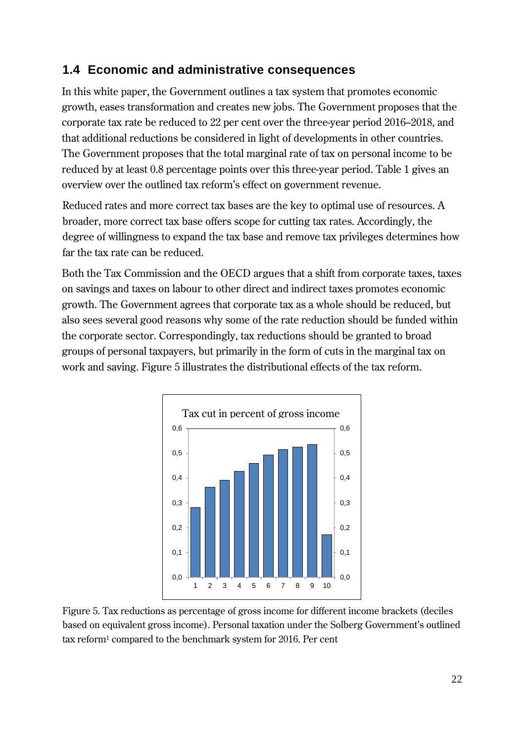## 1.4 Economic and administrative consequences

In this white paper, the Government outlines a tax system that promotes economic growth, eases transformation and creates new jobs. The Government proposes that the corporate tax rate be reduced to 22 per cent over the three-year period 2016–2018, and that additional reductions be considered in light of developments in other countries. The Government proposes that the total marginal rate of tax on personal income to be reduced by at least 0.8 percentage points over this three-year period. Table 1 gives an overview over the outlined tax reform's effect on government revenue.

Reduced rates and more correct tax bases are the key to optimal use of resources. A broader, more correct tax base offers scope for cutting tax rates. Accordingly, the degree of willingness to expand the tax base and remove tax privileges determines how far the tax rate can be reduced.

Both the Tax Commission and the OECD argues that a shift from corporate taxes, taxes on savings and taxes on labour to other direct and indirect taxes promotes economic growth. The Government agrees that corporate tax as a whole should be reduced, but also sees several good reasons why some of the rate reduction should be funded within the corporate sector. Correspondingly, tax reductions should be granted to broad groups of personal taxpayers, but primarily in the form of cuts in the marginal tax on work and saving. Figure 5 illustrates the distributional effects of the tax reform.

Tax cut in percent of gross income

Figure 5. Tax reductions as percentage of gross income for different income brackets (deciles based on equivalent gross income). Personal taxation under the Solberg Government's outlined tax reform[1] compared to the benchmark system for 2016. Per cent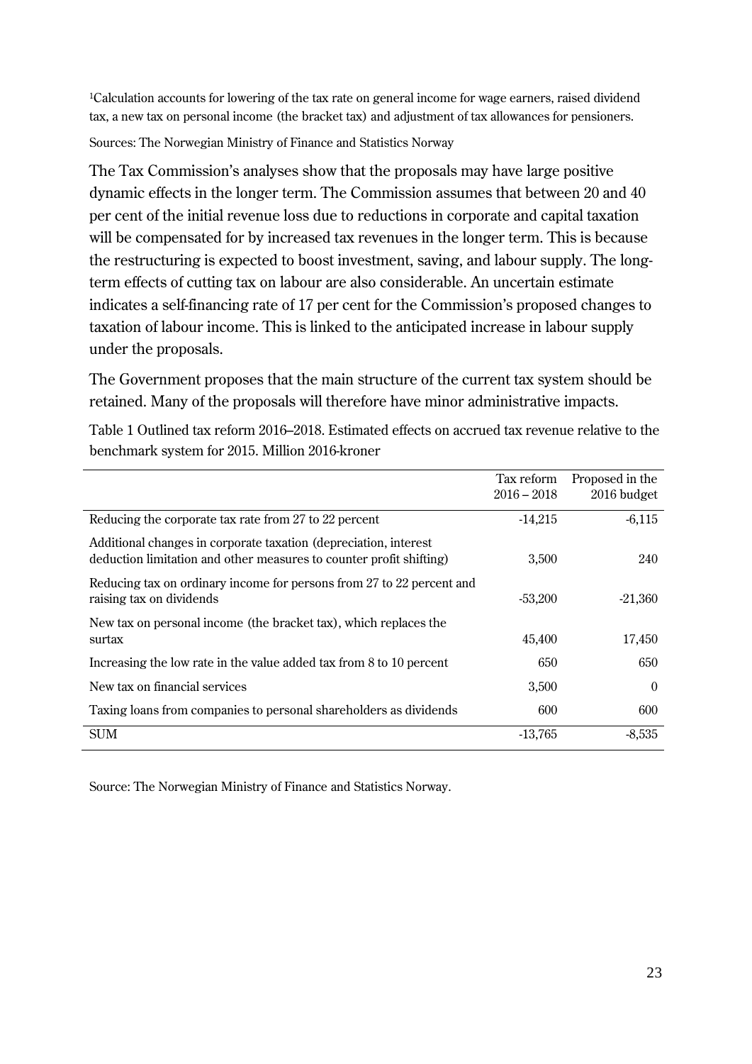[1]Calculation accounts for lowering of the tax rate on general income for wage earners, raised dividend tax, a new tax on personal income (the bracket tax) and adjustment of tax allowances for pensioners.

Sources: The Norwegian Ministry of Finance and Statistics Norway

The Tax Commission's analyses show that the proposals may have large positive dynamic effects in the longer term. The Commission assumes that between 20 and 40 per cent of the initial revenue loss due to reductions in corporate and capital taxation will be compensated for by increased tax revenues in the longer term. This is because the restructuring is expected to boost investment, saving, and labour supply. The long-term effects of cutting tax on labour are also considerable. An uncertain estimate indicates a self-financing rate of 17 per cent for the Commission's proposed changes to taxation of labour income. This is linked to the anticipated increase in labour supply under the proposals.

The Government proposes that the main structure of the current tax system should be retained. Many of the proposals will therefore have minor administrative impacts.

Table 1 Outlined tax reform 2016–2018. Estimated effects on accrued tax revenue relative to the benchmark system for 2015. Million 2016-kroner

| | Tax reform 2016 – 2018 | Proposed in the 2016 budget |
|---|---|---|
| Reducing the corporate tax rate from 27 to 22 percent | -14,215 | -6,115 |
| Additional changes in corporate taxation (depreciation, interest deduction limitation and other measures to counter profit shifting) | 3,500 | 240 |
| Reducing tax on ordinary income for persons from 27 to 22 percent and raising tax on dividends | -53,200 | -21,360 |
| New tax on personal income (the bracket tax), which replaces the surtax | 45,400 | 17,450 |
| Increasing the low rate in the value added tax from 8 to 10 percent | 650 | 650 |
| New tax on financial services | 3,500 | 0 |
| Taxing loans from companies to personal shareholders as dividends | 600 | 600 |
| SUM | -13,765 | -8,535 |

Source: The Norwegian Ministry of Finance and Statistics Norway.